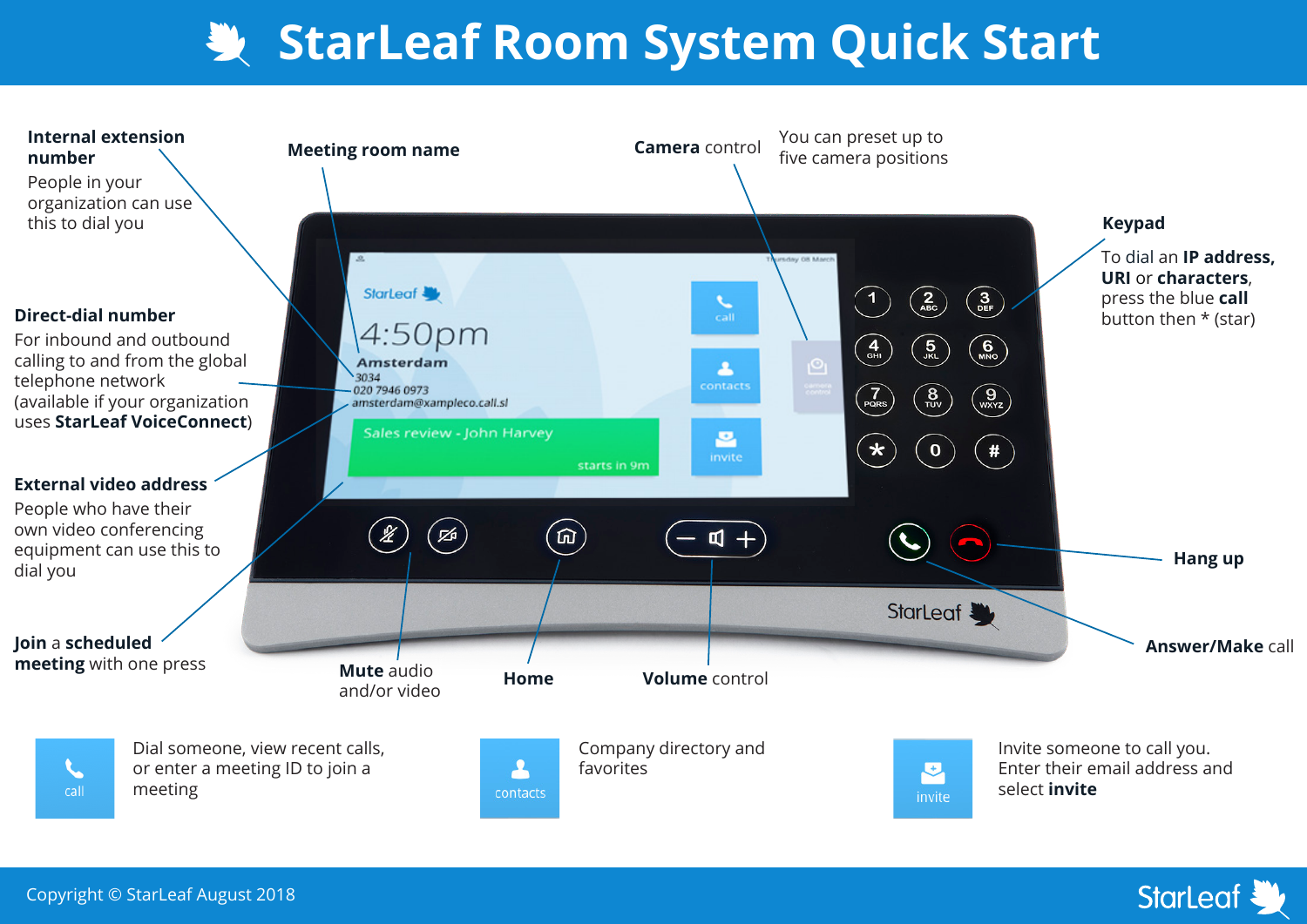# StarLeaf Room System Quick Start

**Internal extension number**
People in your organization can use this to dial you

**Meeting room name**

**Camera control**
You can preset up to five camera positions

**Keypad**
To dial an **IP address, URI** or **characters**, press the blue **call** button then * (star)

**Direct-dial number**
For inbound and outbound calling to and from the global telephone network (available if your organization uses **StarLeaf VoiceConnect**)

**External video address**
People who have their own video conferencing equipment can use this to dial you

**Join** a **scheduled meeting** with one press

**Mute** audio and/or video

**Home**

**Volume** control

**Hang up**

**Answer/Make** call

**call** — Dial someone, view recent calls, or enter a meeting ID to join a meeting

**contacts** — Company directory and favorites

**invite** — Invite someone to call you. Enter their email address and select **invite**

Copyright © StarLeaf August 2018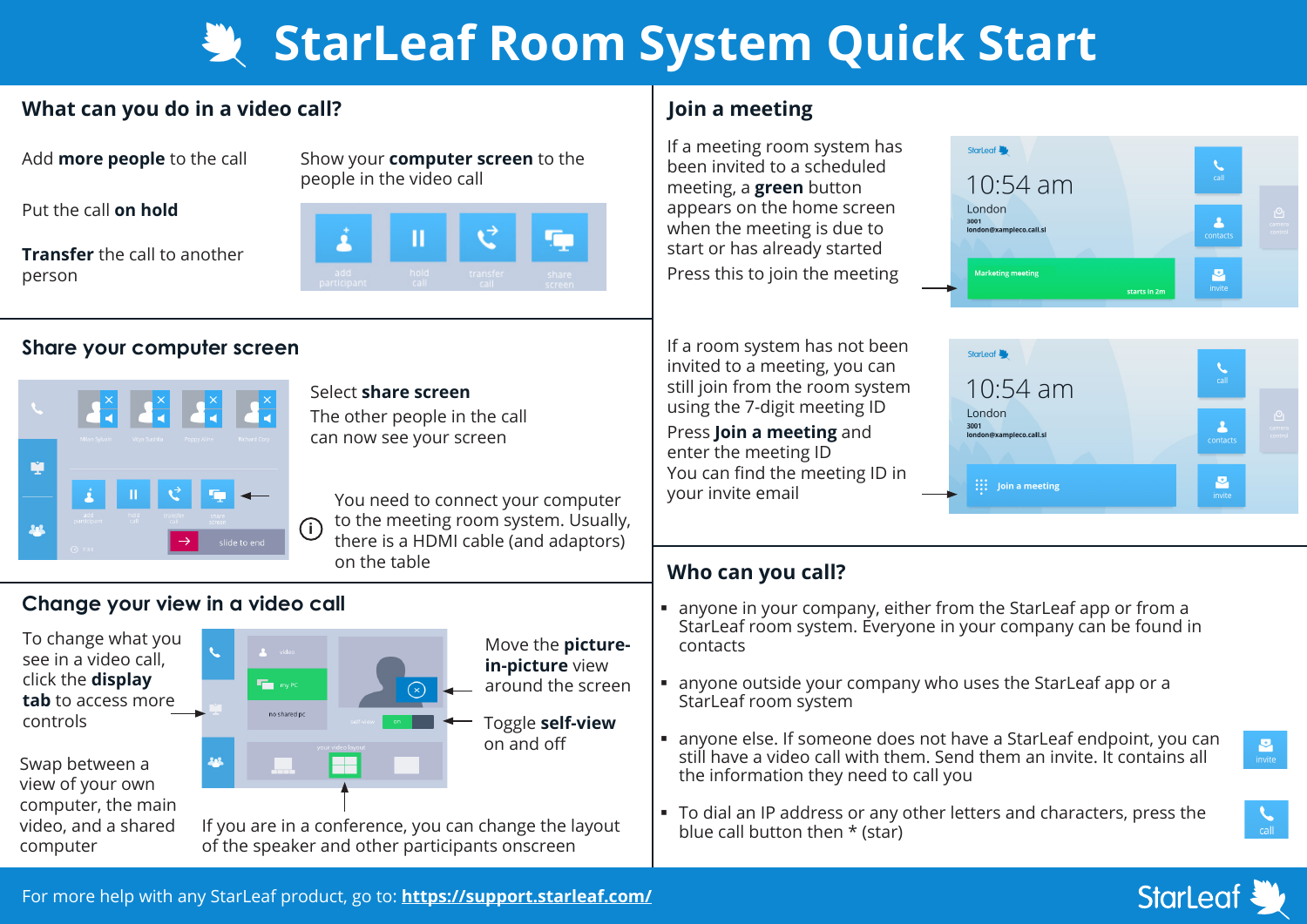# StarLeaf Room System Quick Start

## What can you do in a video call?

Add **more people** to the call

Put the call **on hold**

**Transfer** the call to another person

Show your **computer screen** to the people in the video call

## Share your computer screen

Select **share screen**

The other people in the call can now see your screen

You need to connect your computer to the meeting room system. Usually, there is a HDMI cable (and adaptors) on the table

## Change your view in a video call

To change what you see in a video call, click the **display tab** to access more controls

Swap between a view of your own computer, the main video, and a shared computer

Move the **picture-in-picture** view around the screen

Toggle **self-view** on and off

If you are in a conference, you can change the layout of the speaker and other participants onscreen

## Join a meeting

If a meeting room system has been invited to a scheduled meeting, a **green** button appears on the home screen when the meeting is due to start or has already started

Press this to join the meeting

If a room system has not been invited to a meeting, you can still join from the room system using the 7-digit meeting ID

Press **Join a meeting** and enter the meeting ID

You can find the meeting ID in your invite email

## Who can you call?

- anyone in your company, either from the StarLeaf app or from a StarLeaf room system. Everyone in your company can be found in contacts
- anyone outside your company who uses the StarLeaf app or a StarLeaf room system
- anyone else. If someone does not have a StarLeaf endpoint, you can still have a video call with them. Send them an invite. It contains all the information they need to call you
- To dial an IP address or any other letters and characters, press the blue call button then * (star)

For more help with any StarLeaf product, go to: **https://support.starleaf.com/**